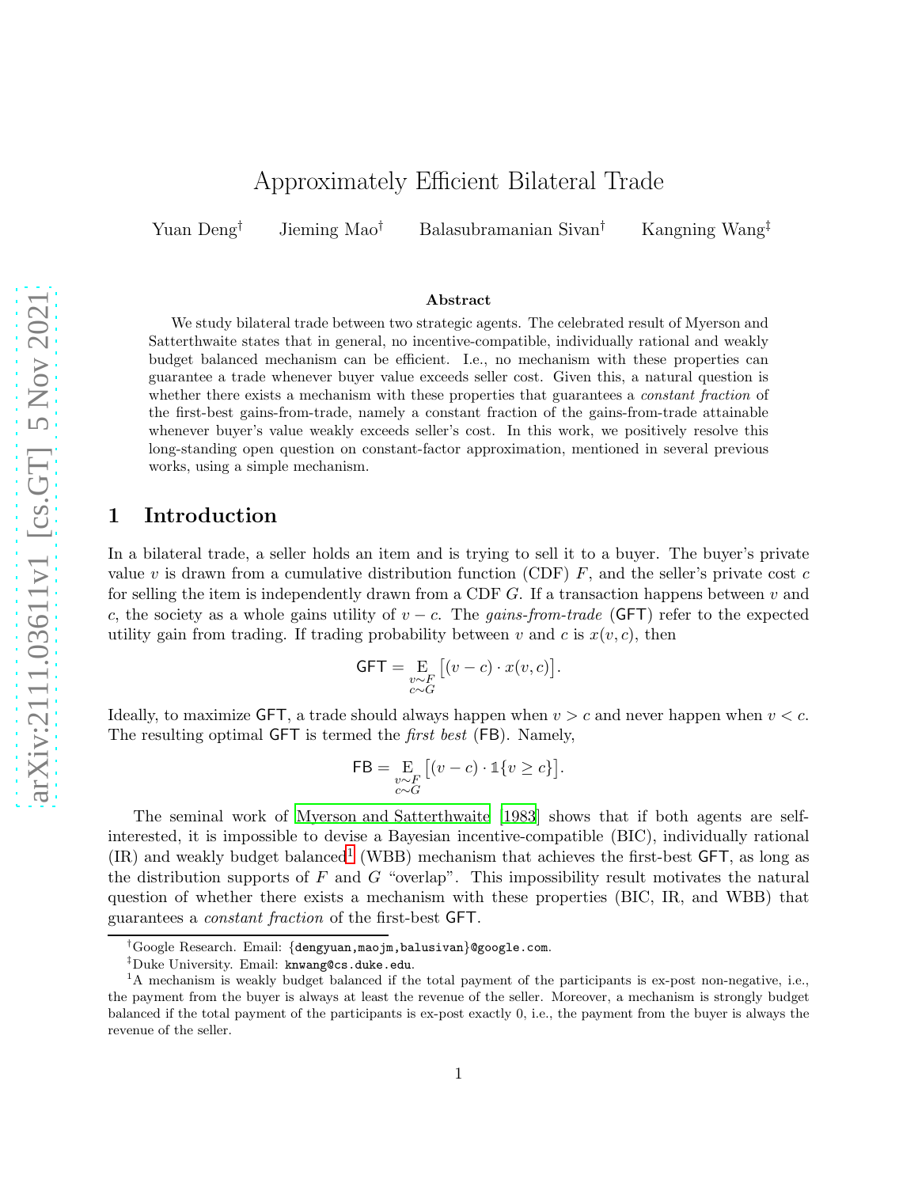# Approximately Efficient Bilateral Trade

Yuan Deng[†] Jieming Mao[†] Balasubramanian Sivan[†] Kangning Wang[‡]

**Abstract**

We study bilateral trade between two strategic agents. The celebrated result of Myerson and Satterthwaite states that in general, no incentive-compatible, individually rational and weakly budget balanced mechanism can be efficient. I.e., no mechanism with these properties can guarantee a trade whenever buyer value exceeds seller cost. Given this, a natural question is whether there exists a mechanism with these properties that guarantees a *constant fraction* of the first-best gains-from-trade, namely a constant fraction of the gains-from-trade attainable whenever buyer's value weakly exceeds seller's cost. In this work, we positively resolve this long-standing open question on constant-factor approximation, mentioned in several previous works, using a simple mechanism.

## 1 Introduction

In a bilateral trade, a seller holds an item and is trying to sell it to a buyer. The buyer's private value $v$ is drawn from a cumulative distribution function (CDF) $F$, and the seller's private cost $c$ for selling the item is independently drawn from a CDF $G$. If a transaction happens between $v$ and $c$, the society as a whole gains utility of $v - c$. The *gains-from-trade* ($\mathsf{GFT}$) refer to the expected utility gain from trading. If trading probability between $v$ and $c$ is $x(v, c)$, then

$$\mathsf{GFT} = \mathop{\mathrm{E}}_{\substack{v\sim F\\ c\sim G}}\big[(v-c)\cdot x(v,c)\big].$$

Ideally, to maximize $\mathsf{GFT}$, a trade should always happen when $v > c$ and never happen when $v < c$. The resulting optimal $\mathsf{GFT}$ is termed the *first best* ($\mathsf{FB}$). Namely,

$$\mathsf{FB} = \mathop{\mathrm{E}}_{\substack{v\sim F\\ c\sim G}}\big[(v-c)\cdot \mathbb{1}\{v \geq c\}\big].$$

The seminal work of Myerson and Satterthwaite [1983] shows that if both agents are self-interested, it is impossible to devise a Bayesian incentive-compatible (BIC), individually rational (IR) and weakly budget balanced[1] (WBB) mechanism that achieves the first-best $\mathsf{GFT}$, as long as the distribution supports of $F$ and $G$ "overlap". This impossibility result motivates the natural question of whether there exists a mechanism with these properties (BIC, IR, and WBB) that guarantees a *constant fraction* of the first-best $\mathsf{GFT}$.

---

[†]Google Research. Email: {dengyuan,maojm,balusivan}@google.com.

[‡]Duke University. Email: knwang@cs.duke.edu.

[1]A mechanism is weakly budget balanced if the total payment of the participants is ex-post non-negative, i.e., the payment from the buyer is always at least the revenue of the seller. Moreover, a mechanism is strongly budget balanced if the total payment of the participants is ex-post exactly 0, i.e., the payment from the buyer is always the revenue of the seller.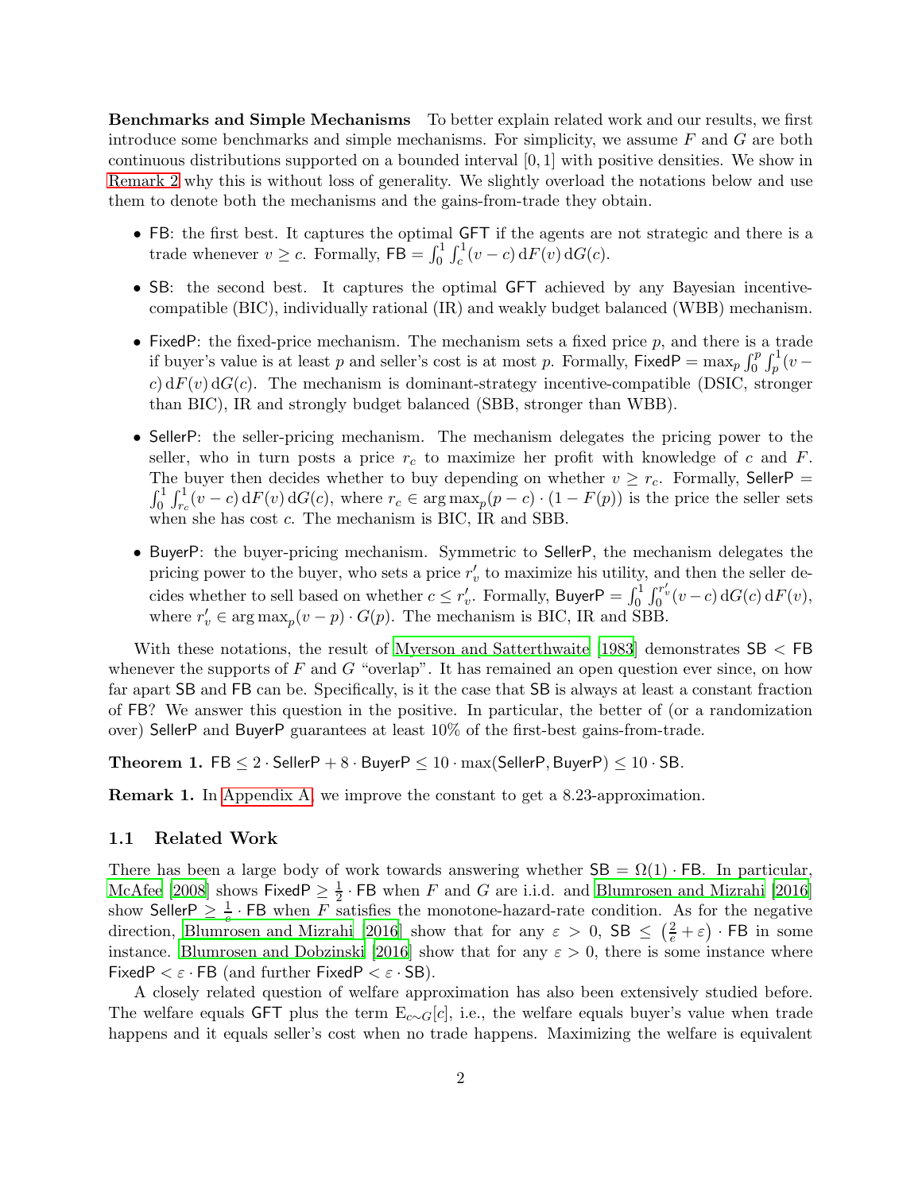**Benchmarks and Simple Mechanisms** To better explain related work and our results, we first introduce some benchmarks and simple mechanisms. For simplicity, we assume $F$ and $G$ are both continuous distributions supported on a bounded interval $[0, 1]$ with positive densities. We show in Remark 2 why this is without loss of generality. We slightly overload the notations below and use them to denote both the mechanisms and the gains-from-trade they obtain.

- $\mathsf{FB}$: the first best. It captures the optimal $\mathsf{GFT}$ if the agents are not strategic and there is a trade whenever $v \geq c$. Formally, $\mathsf{FB} = \int_0^1 \int_c^1 (v - c)\, \mathrm{d}F(v)\, \mathrm{d}G(c)$.
- $\mathsf{SB}$: the second best. It captures the optimal $\mathsf{GFT}$ achieved by any Bayesian incentive-compatible (BIC), individually rational (IR) and weakly budget balanced (WBB) mechanism.
- $\mathsf{FixedP}$: the fixed-price mechanism. The mechanism sets a fixed price $p$, and there is a trade if buyer's value is at least $p$ and seller's cost is at most $p$. Formally, $\mathsf{FixedP} = \max_p \int_0^p \int_p^1 (v - c)\, \mathrm{d}F(v)\, \mathrm{d}G(c)$. The mechanism is dominant-strategy incentive-compatible (DSIC, stronger than BIC), IR and strongly budget balanced (SBB, stronger than WBB).
- $\mathsf{SellerP}$: the seller-pricing mechanism. The mechanism delegates the pricing power to the seller, who in turn posts a price $r_c$ to maximize her profit with knowledge of $c$ and $F$. The buyer then decides whether to buy depending on whether $v \geq r_c$. Formally, $\mathsf{SellerP} = \int_0^1 \int_{r_c}^1 (v - c)\, \mathrm{d}F(v)\, \mathrm{d}G(c)$, where $r_c \in \arg\max_p (p - c) \cdot (1 - F(p))$ is the price the seller sets when she has cost $c$. The mechanism is BIC, IR and SBB.
- $\mathsf{BuyerP}$: the buyer-pricing mechanism. Symmetric to $\mathsf{SellerP}$, the mechanism delegates the pricing power to the buyer, who sets a price $r'_v$ to maximize his utility, and then the seller decides whether to sell based on whether $c \leq r'_v$. Formally, $\mathsf{BuyerP} = \int_0^1 \int_0^{r'_v} (v - c)\, \mathrm{d}G(c)\, \mathrm{d}F(v)$, where $r'_v \in \arg\max_p (v - p) \cdot G(p)$. The mechanism is BIC, IR and SBB.

With these notations, the result of Myerson and Satterthwaite [1983] demonstrates $\mathsf{SB} < \mathsf{FB}$ whenever the supports of $F$ and $G$ "overlap". It has remained an open question ever since, on how far apart $\mathsf{SB}$ and $\mathsf{FB}$ can be. Specifically, is it the case that $\mathsf{SB}$ is always at least a constant fraction of $\mathsf{FB}$? We answer this question in the positive. In particular, the better of (or a randomization over) $\mathsf{SellerP}$ and $\mathsf{BuyerP}$ guarantees at least 10% of the first-best gains-from-trade.

**Theorem 1.** $\mathsf{FB} \leq 2 \cdot \mathsf{SellerP} + 8 \cdot \mathsf{BuyerP} \leq 10 \cdot \max(\mathsf{SellerP}, \mathsf{BuyerP}) \leq 10 \cdot \mathsf{SB}$.

**Remark 1.** In Appendix A, we improve the constant to get a 8.23-approximation.

## 1.1 Related Work

There has been a large body of work towards answering whether $\mathsf{SB} = \Omega(1) \cdot \mathsf{FB}$. In particular, McAfee [2008] shows $\mathsf{FixedP} \geq \frac{1}{2} \cdot \mathsf{FB}$ when $F$ and $G$ are i.i.d. and Blumrosen and Mizrahi [2016] show $\mathsf{SellerP} \geq \frac{1}{e} \cdot \mathsf{FB}$ when $F$ satisfies the monotone-hazard-rate condition. As for the negative direction, Blumrosen and Mizrahi [2016] show that for any $\varepsilon > 0$, $\mathsf{SB} \leq \left(\frac{2}{e} + \varepsilon\right) \cdot \mathsf{FB}$ in some instance. Blumrosen and Dobzinski [2016] show that for any $\varepsilon > 0$, there is some instance where $\mathsf{FixedP} < \varepsilon \cdot \mathsf{FB}$ (and further $\mathsf{FixedP} < \varepsilon \cdot \mathsf{SB}$).

A closely related question of welfare approximation has also been extensively studied before. The welfare equals $\mathsf{GFT}$ plus the term $\mathrm{E}_{c \sim G}[c]$, i.e., the welfare equals buyer's value when trade happens and it equals seller's cost when no trade happens. Maximizing the welfare is equivalent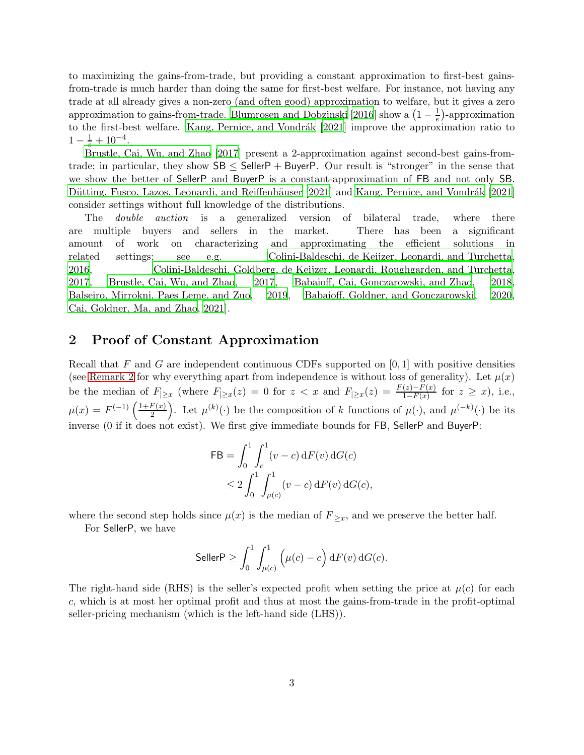to maximizing the gains-from-trade, but providing a constant approximation to first-best gains-from-trade is much harder than doing the same for first-best welfare. For instance, not having any trade at all already gives a non-zero (and often good) approximation to welfare, but it gives a zero approximation to gains-from-trade. Blumrosen and Dobzinski [2016] show a $(1 - \frac{1}{e})$-approximation to the first-best welfare. Kang, Pernice, and Vondrák [2021] improve the approximation ratio to $1 - \frac{1}{e} + 10^{-4}$.

Brustle, Cai, Wu, and Zhao [2017] present a 2-approximation against second-best gains-from-trade; in particular, they show $\mathsf{SB} \leq \mathsf{SellerP} + \mathsf{BuyerP}$. Our result is "stronger" in the sense that we show the better of SellerP and BuyerP is a constant-approximation of FB and not only SB. Dütting, Fusco, Lazos, Leonardi, and Reiffenhäuser [2021] and Kang, Pernice, and Vondrák [2021] consider settings without full knowledge of the distributions.

The *double auction* is a generalized version of bilateral trade, where there are multiple buyers and sellers in the market. There has been a significant amount of work on characterizing and approximating the efficient solutions in related settings; see e.g. [Colini-Baldeschi, de Keijzer, Leonardi, and Turchetta, 2016, Colini-Baldeschi, Goldberg, de Keijzer, Leonardi, Roughgarden, and Turchetta, 2017, Brustle, Cai, Wu, and Zhao, 2017, Babaioff, Cai, Gonczarowski, and Zhao, 2018, Balseiro, Mirrokni, Paes Leme, and Zuo, 2019, Babaioff, Goldner, and Gonczarowski, 2020, Cai, Goldner, Ma, and Zhao, 2021].

## 2 Proof of Constant Approximation

Recall that $F$ and $G$ are independent continuous CDFs supported on $[0, 1]$ with positive densities (see Remark 2 for why everything apart from independence is without loss of generality). Let $\mu(x)$ be the median of $F_{|\geq x}$ (where $F_{|\geq x}(z) = 0$ for $z < x$ and $F_{|\geq x}(z) = \frac{F(z)-F(x)}{1-F(x)}$ for $z \geq x$), i.e., $\mu(x) = F^{(-1)}\left(\frac{1+F(x)}{2}\right)$. Let $\mu^{(k)}(\cdot)$ be the composition of $k$ functions of $\mu(\cdot)$, and $\mu^{(-k)}(\cdot)$ be its inverse (0 if it does not exist). We first give immediate bounds for FB, SellerP and BuyerP:

$$
\begin{aligned}
\mathsf{FB} &= \int_0^1 \int_c^1 (v - c) \, \mathrm{d}F(v) \, \mathrm{d}G(c) \\
&\leq 2 \int_0^1 \int_{\mu(c)}^1 (v - c) \, \mathrm{d}F(v) \, \mathrm{d}G(c),
\end{aligned}
$$

where the second step holds since $\mu(x)$ is the median of $F_{|\geq x}$, and we preserve the better half.

For SellerP, we have

$$
\mathsf{SellerP} \geq \int_0^1 \int_{\mu(c)}^1 \Big(\mu(c) - c\Big) \, \mathrm{d}F(v) \, \mathrm{d}G(c).
$$

The right-hand side (RHS) is the seller's expected profit when setting the price at $\mu(c)$ for each $c$, which is at most her optimal profit and thus at most the gains-from-trade in the profit-optimal seller-pricing mechanism (which is the left-hand side (LHS)).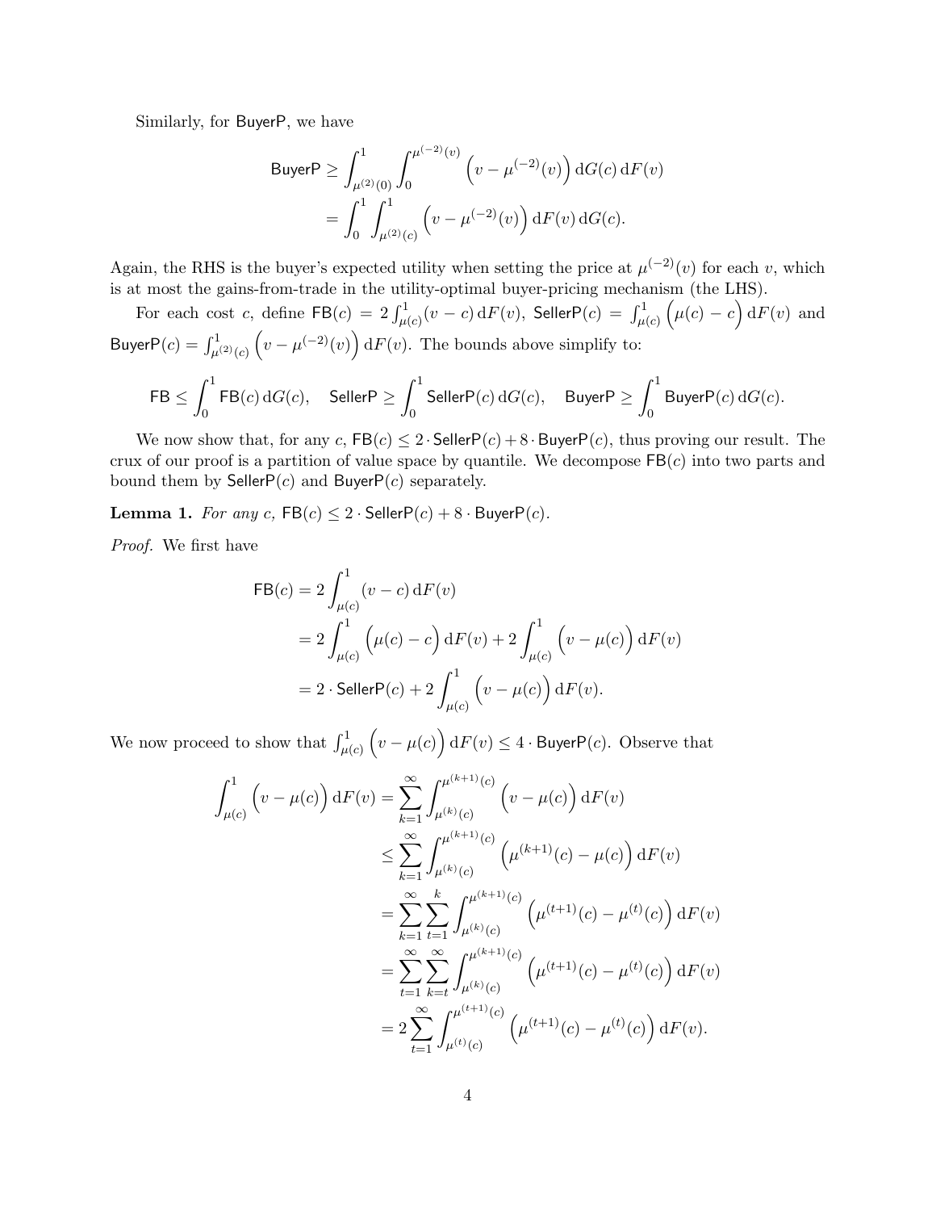Similarly, for $\mathsf{BuyerP}$, we have

$$
\begin{aligned}
\mathsf{BuyerP} &\geq \int_{\mu^{(2)}(0)}^{1} \int_{0}^{\mu^{(-2)}(v)} \Big(v - \mu^{(-2)}(v)\Big) \,\mathrm{d}G(c) \,\mathrm{d}F(v) \\
&= \int_{0}^{1} \int_{\mu^{(2)}(c)}^{1} \Big(v - \mu^{(-2)}(v)\Big) \,\mathrm{d}F(v) \,\mathrm{d}G(c).
\end{aligned}
$$

Again, the RHS is the buyer's expected utility when setting the price at $\mu^{(-2)}(v)$ for each $v$, which is at most the gains-from-trade in the utility-optimal buyer-pricing mechanism (the LHS).

For each cost $c$, define $\mathsf{FB}(c) = 2\int_{\mu(c)}^{1}(v-c)\,\mathrm{d}F(v)$, $\mathsf{SellerP}(c) = \int_{\mu(c)}^{1}\Big(\mu(c) - c\Big)\,\mathrm{d}F(v)$ and $\mathsf{BuyerP}(c) = \int_{\mu^{(2)}(c)}^{1}\Big(v - \mu^{(-2)}(v)\Big)\,\mathrm{d}F(v)$. The bounds above simplify to:

$$
\mathsf{FB} \leq \int_{0}^{1} \mathsf{FB}(c)\,\mathrm{d}G(c), \quad \mathsf{SellerP} \geq \int_{0}^{1} \mathsf{SellerP}(c)\,\mathrm{d}G(c), \quad \mathsf{BuyerP} \geq \int_{0}^{1} \mathsf{BuyerP}(c)\,\mathrm{d}G(c).
$$

We now show that, for any $c$, $\mathsf{FB}(c) \leq 2\cdot\mathsf{SellerP}(c) + 8\cdot\mathsf{BuyerP}(c)$, thus proving our result. The crux of our proof is a partition of value space by quantile. We decompose $\mathsf{FB}(c)$ into two parts and bound them by $\mathsf{SellerP}(c)$ and $\mathsf{BuyerP}(c)$ separately.

**Lemma 1.** *For any $c$, $\mathsf{FB}(c) \leq 2\cdot\mathsf{SellerP}(c) + 8\cdot\mathsf{BuyerP}(c)$.*

*Proof.* We first have

$$
\begin{aligned}
\mathsf{FB}(c) &= 2\int_{\mu(c)}^{1}(v-c)\,\mathrm{d}F(v) \\
&= 2\int_{\mu(c)}^{1}\Big(\mu(c) - c\Big)\,\mathrm{d}F(v) + 2\int_{\mu(c)}^{1}\Big(v - \mu(c)\Big)\,\mathrm{d}F(v) \\
&= 2\cdot\mathsf{SellerP}(c) + 2\int_{\mu(c)}^{1}\Big(v - \mu(c)\Big)\,\mathrm{d}F(v).
\end{aligned}
$$

We now proceed to show that $\int_{\mu(c)}^{1}\Big(v - \mu(c)\Big)\,\mathrm{d}F(v) \leq 4\cdot\mathsf{BuyerP}(c)$. Observe that

$$
\begin{aligned}
\int_{\mu(c)}^{1}\Big(v - \mu(c)\Big)\,\mathrm{d}F(v) &= \sum_{k=1}^{\infty}\int_{\mu^{(k)}(c)}^{\mu^{(k+1)}(c)}\Big(v - \mu(c)\Big)\,\mathrm{d}F(v) \\
&\leq \sum_{k=1}^{\infty}\int_{\mu^{(k)}(c)}^{\mu^{(k+1)}(c)}\Big(\mu^{(k+1)}(c) - \mu(c)\Big)\,\mathrm{d}F(v) \\
&= \sum_{k=1}^{\infty}\sum_{t=1}^{k}\int_{\mu^{(k)}(c)}^{\mu^{(k+1)}(c)}\Big(\mu^{(t+1)}(c) - \mu^{(t)}(c)\Big)\,\mathrm{d}F(v) \\
&= \sum_{t=1}^{\infty}\sum_{k=t}^{\infty}\int_{\mu^{(k)}(c)}^{\mu^{(k+1)}(c)}\Big(\mu^{(t+1)}(c) - \mu^{(t)}(c)\Big)\,\mathrm{d}F(v) \\
&= 2\sum_{t=1}^{\infty}\int_{\mu^{(t)}(c)}^{\mu^{(t+1)}(c)}\Big(\mu^{(t+1)}(c) - \mu^{(t)}(c)\Big)\,\mathrm{d}F(v).
\end{aligned}
$$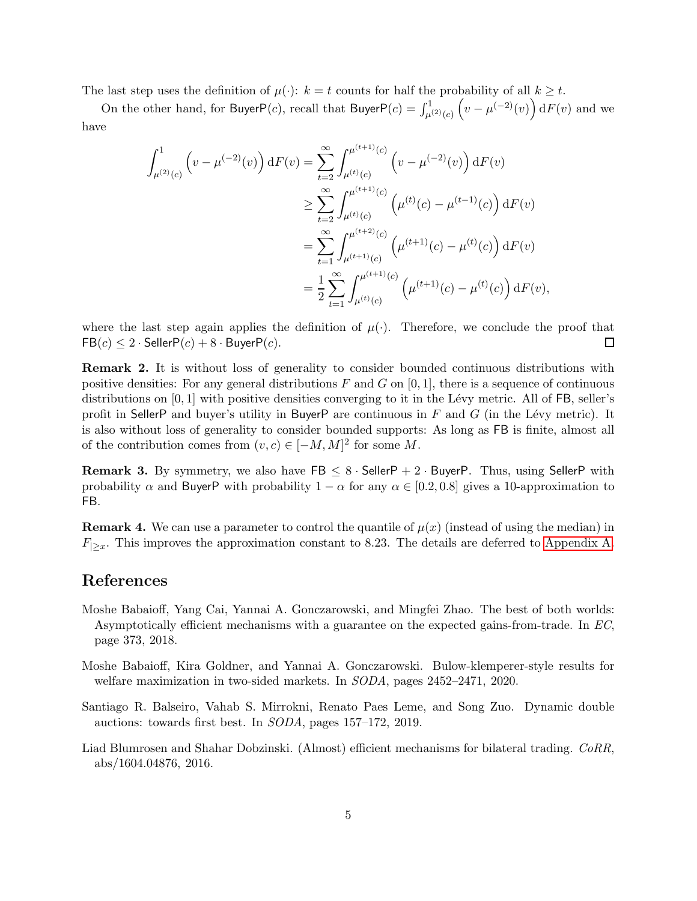The last step uses the definition of $\mu(\cdot)$: $k = t$ counts for half the probability of all $k \geq t$.

On the other hand, for $\mathsf{BuyerP}(c)$, recall that $\mathsf{BuyerP}(c) = \int_{\mu^{(2)}(c)}^{1} \left(v - \mu^{(-2)}(v)\right) \mathrm{d}F(v)$ and we have

$$
\begin{aligned}
\int_{\mu^{(2)}(c)}^{1} \left(v - \mu^{(-2)}(v)\right) \mathrm{d}F(v) &= \sum_{t=2}^{\infty} \int_{\mu^{(t)}(c)}^{\mu^{(t+1)}(c)} \left(v - \mu^{(-2)}(v)\right) \mathrm{d}F(v) \\
&\geq \sum_{t=2}^{\infty} \int_{\mu^{(t)}(c)}^{\mu^{(t+1)}(c)} \left(\mu^{(t)}(c) - \mu^{(t-1)}(c)\right) \mathrm{d}F(v) \\
&= \sum_{t=1}^{\infty} \int_{\mu^{(t+1)}(c)}^{\mu^{(t+2)}(c)} \left(\mu^{(t+1)}(c) - \mu^{(t)}(c)\right) \mathrm{d}F(v) \\
&= \frac{1}{2} \sum_{t=1}^{\infty} \int_{\mu^{(t)}(c)}^{\mu^{(t+1)}(c)} \left(\mu^{(t+1)}(c) - \mu^{(t)}(c)\right) \mathrm{d}F(v),
\end{aligned}
$$

where the last step again applies the definition of $\mu(\cdot)$. Therefore, we conclude the proof that $\mathsf{FB}(c) \leq 2 \cdot \mathsf{SellerP}(c) + 8 \cdot \mathsf{BuyerP}(c)$. ◻

**Remark 2.** It is without loss of generality to consider bounded continuous distributions with positive densities: For any general distributions $F$ and $G$ on $[0, 1]$, there is a sequence of continuous distributions on $[0, 1]$ with positive densities converging to it in the Lévy metric. All of $\mathsf{FB}$, seller's profit in $\mathsf{SellerP}$ and buyer's utility in $\mathsf{BuyerP}$ are continuous in $F$ and $G$ (in the Lévy metric). It is also without loss of generality to consider bounded supports: As long as $\mathsf{FB}$ is finite, almost all of the contribution comes from $(v, c) \in [-M, M]^2$ for some $M$.

**Remark 3.** By symmetry, we also have $\mathsf{FB} \leq 8 \cdot \mathsf{SellerP} + 2 \cdot \mathsf{BuyerP}$. Thus, using $\mathsf{SellerP}$ with probability $\alpha$ and $\mathsf{BuyerP}$ with probability $1 - \alpha$ for any $\alpha \in [0.2, 0.8]$ gives a 10-approximation to $\mathsf{FB}$.

**Remark 4.** We can use a parameter to control the quantile of $\mu(x)$ (instead of using the median) in $F_{|\geq x}$. This improves the approximation constant to 8.23. The details are deferred to Appendix A.

## References

Moshe Babaioff, Yang Cai, Yannai A. Gonczarowski, and Mingfei Zhao. The best of both worlds: Asymptotically efficient mechanisms with a guarantee on the expected gains-from-trade. In *EC*, page 373, 2018.

Moshe Babaioff, Kira Goldner, and Yannai A. Gonczarowski. Bulow-klemperer-style results for welfare maximization in two-sided markets. In *SODA*, pages 2452–2471, 2020.

Santiago R. Balseiro, Vahab S. Mirrokni, Renato Paes Leme, and Song Zuo. Dynamic double auctions: towards first best. In *SODA*, pages 157–172, 2019.

Liad Blumrosen and Shahar Dobzinski. (Almost) efficient mechanisms for bilateral trading. *CoRR*, abs/1604.04876, 2016.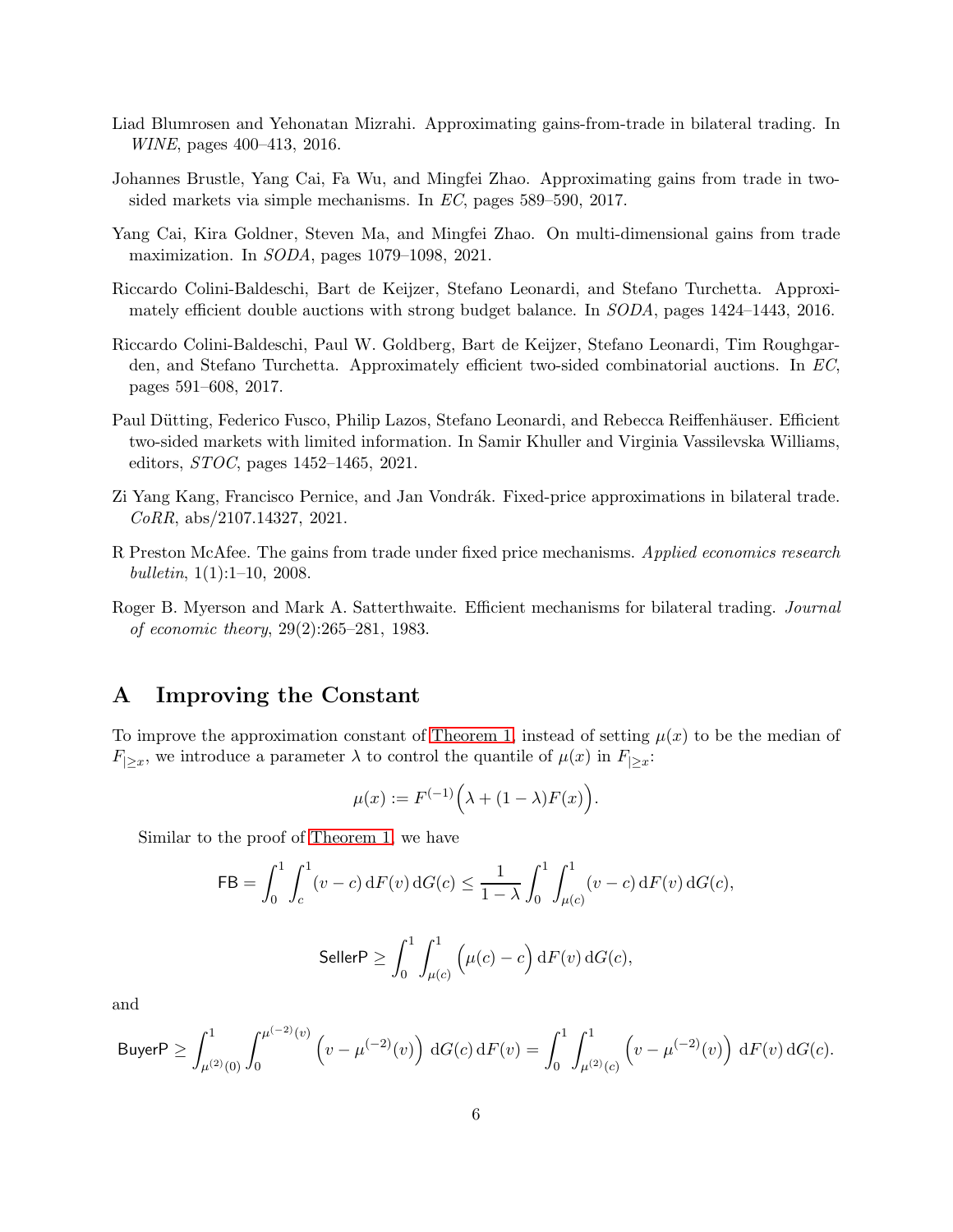Liad Blumrosen and Yehonatan Mizrahi. Approximating gains-from-trade in bilateral trading. In *WINE*, pages 400–413, 2016.

Johannes Brustle, Yang Cai, Fa Wu, and Mingfei Zhao. Approximating gains from trade in two-sided markets via simple mechanisms. In *EC*, pages 589–590, 2017.

Yang Cai, Kira Goldner, Steven Ma, and Mingfei Zhao. On multi-dimensional gains from trade maximization. In *SODA*, pages 1079–1098, 2021.

Riccardo Colini-Baldeschi, Bart de Keijzer, Stefano Leonardi, and Stefano Turchetta. Approximately efficient double auctions with strong budget balance. In *SODA*, pages 1424–1443, 2016.

Riccardo Colini-Baldeschi, Paul W. Goldberg, Bart de Keijzer, Stefano Leonardi, Tim Roughgarden, and Stefano Turchetta. Approximately efficient two-sided combinatorial auctions. In *EC*, pages 591–608, 2017.

Paul Dütting, Federico Fusco, Philip Lazos, Stefano Leonardi, and Rebecca Reiffenhäuser. Efficient two-sided markets with limited information. In Samir Khuller and Virginia Vassilevska Williams, editors, *STOC*, pages 1452–1465, 2021.

Zi Yang Kang, Francisco Pernice, and Jan Vondrák. Fixed-price approximations in bilateral trade. *CoRR*, abs/2107.14327, 2021.

R Preston McAfee. The gains from trade under fixed price mechanisms. *Applied economics research bulletin*, 1(1):1–10, 2008.

Roger B. Myerson and Mark A. Satterthwaite. Efficient mechanisms for bilateral trading. *Journal of economic theory*, 29(2):265–281, 1983.

# A Improving the Constant

To improve the approximation constant of Theorem 1, instead of setting $\mu(x)$ to be the median of $F_{|\geq x}$, we introduce a parameter $\lambda$ to control the quantile of $\mu(x)$ in $F_{|\geq x}$:

$$\mu(x) := F^{(-1)}\Big(\lambda + (1-\lambda)F(x)\Big).$$

Similar to the proof of Theorem 1, we have

$$\mathsf{FB} = \int_0^1 \int_c^1 (v-c)\,\mathrm{d}F(v)\,\mathrm{d}G(c) \leq \frac{1}{1-\lambda}\int_0^1 \int_{\mu(c)}^1 (v-c)\,\mathrm{d}F(v)\,\mathrm{d}G(c),$$

$$\mathsf{SellerP} \geq \int_0^1 \int_{\mu(c)}^1 \Big(\mu(c) - c\Big)\,\mathrm{d}F(v)\,\mathrm{d}G(c),$$

and

$$\mathsf{BuyerP} \geq \int_{\mu^{(2)}(0)}^1 \int_0^{\mu^{(-2)}(v)} \Big(v - \mu^{(-2)}(v)\Big)\,\mathrm{d}G(c)\,\mathrm{d}F(v) = \int_0^1 \int_{\mu^{(2)}(c)}^1 \Big(v - \mu^{(-2)}(v)\Big)\,\mathrm{d}F(v)\,\mathrm{d}G(c).$$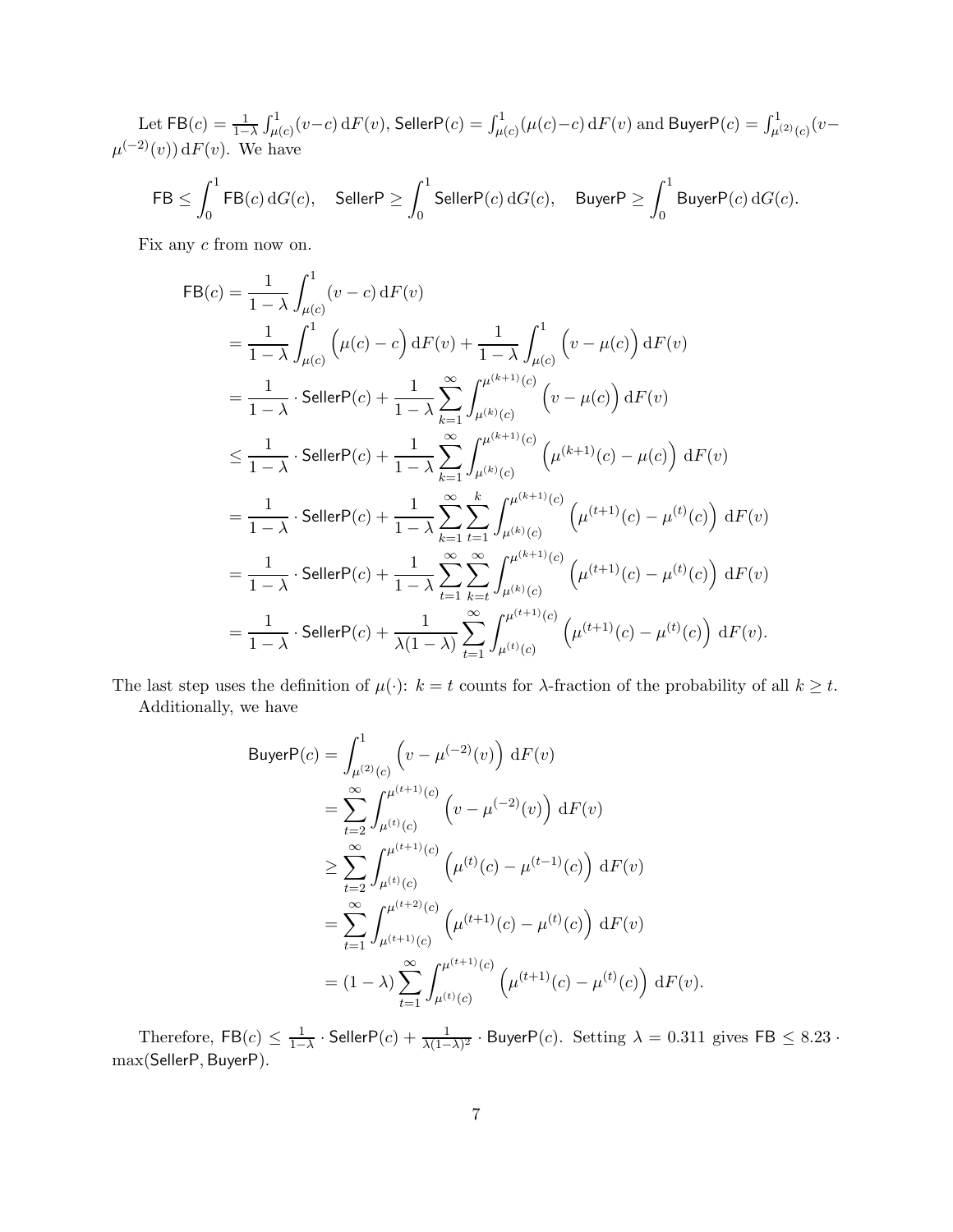Let $\mathsf{FB}(c) = \frac{1}{1-\lambda}\int_{\mu(c)}^1 (v-c)\,\mathrm{d}F(v)$, $\mathsf{SellerP}(c) = \int_{\mu(c)}^1 (\mu(c)-c)\,\mathrm{d}F(v)$ and $\mathsf{BuyerP}(c) = \int_{\mu^{(2)}(c)}^1 (v-\mu^{(-2)}(v))\,\mathrm{d}F(v)$. We have

$$\mathsf{FB} \le \int_0^1 \mathsf{FB}(c)\,\mathrm{d}G(c), \quad \mathsf{SellerP} \ge \int_0^1 \mathsf{SellerP}(c)\,\mathrm{d}G(c), \quad \mathsf{BuyerP} \ge \int_0^1 \mathsf{BuyerP}(c)\,\mathrm{d}G(c).$$

Fix any $c$ from now on.

$$\begin{aligned}
\mathsf{FB}(c) &= \frac{1}{1-\lambda}\int_{\mu(c)}^1 (v-c)\,\mathrm{d}F(v) \\
&= \frac{1}{1-\lambda}\int_{\mu(c)}^1 \Big(\mu(c)-c\Big)\,\mathrm{d}F(v) + \frac{1}{1-\lambda}\int_{\mu(c)}^1 \Big(v-\mu(c)\Big)\,\mathrm{d}F(v) \\
&= \frac{1}{1-\lambda}\cdot \mathsf{SellerP}(c) + \frac{1}{1-\lambda}\sum_{k=1}^{\infty}\int_{\mu^{(k)}(c)}^{\mu^{(k+1)}(c)} \Big(v-\mu(c)\Big)\,\mathrm{d}F(v) \\
&\le \frac{1}{1-\lambda}\cdot \mathsf{SellerP}(c) + \frac{1}{1-\lambda}\sum_{k=1}^{\infty}\int_{\mu^{(k)}(c)}^{\mu^{(k+1)}(c)} \Big(\mu^{(k+1)}(c)-\mu(c)\Big)\,\mathrm{d}F(v) \\
&= \frac{1}{1-\lambda}\cdot \mathsf{SellerP}(c) + \frac{1}{1-\lambda}\sum_{k=1}^{\infty}\sum_{t=1}^{k}\int_{\mu^{(k)}(c)}^{\mu^{(k+1)}(c)} \Big(\mu^{(t+1)}(c)-\mu^{(t)}(c)\Big)\,\mathrm{d}F(v) \\
&= \frac{1}{1-\lambda}\cdot \mathsf{SellerP}(c) + \frac{1}{1-\lambda}\sum_{t=1}^{\infty}\sum_{k=t}^{\infty}\int_{\mu^{(k)}(c)}^{\mu^{(k+1)}(c)} \Big(\mu^{(t+1)}(c)-\mu^{(t)}(c)\Big)\,\mathrm{d}F(v) \\
&= \frac{1}{1-\lambda}\cdot \mathsf{SellerP}(c) + \frac{1}{\lambda(1-\lambda)}\sum_{t=1}^{\infty}\int_{\mu^{(t)}(c)}^{\mu^{(t+1)}(c)} \Big(\mu^{(t+1)}(c)-\mu^{(t)}(c)\Big)\,\mathrm{d}F(v).
\end{aligned}$$

The last step uses the definition of $\mu(\cdot)$: $k=t$ counts for $\lambda$-fraction of the probability of all $k \ge t$.

Additionally, we have

$$\begin{aligned}
\mathsf{BuyerP}(c) &= \int_{\mu^{(2)}(c)}^1 \Big(v-\mu^{(-2)}(v)\Big)\,\mathrm{d}F(v) \\
&= \sum_{t=2}^{\infty}\int_{\mu^{(t)}(c)}^{\mu^{(t+1)}(c)} \Big(v-\mu^{(-2)}(v)\Big)\,\mathrm{d}F(v) \\
&\ge \sum_{t=2}^{\infty}\int_{\mu^{(t)}(c)}^{\mu^{(t+1)}(c)} \Big(\mu^{(t)}(c)-\mu^{(t-1)}(c)\Big)\,\mathrm{d}F(v) \\
&= \sum_{t=1}^{\infty}\int_{\mu^{(t+1)}(c)}^{\mu^{(t+2)}(c)} \Big(\mu^{(t+1)}(c)-\mu^{(t)}(c)\Big)\,\mathrm{d}F(v) \\
&= (1-\lambda)\sum_{t=1}^{\infty}\int_{\mu^{(t)}(c)}^{\mu^{(t+1)}(c)} \Big(\mu^{(t+1)}(c)-\mu^{(t)}(c)\Big)\,\mathrm{d}F(v).
\end{aligned}$$

Therefore, $\mathsf{FB}(c) \le \frac{1}{1-\lambda}\cdot \mathsf{SellerP}(c) + \frac{1}{\lambda(1-\lambda)^2}\cdot \mathsf{BuyerP}(c)$. Setting $\lambda = 0.311$ gives $\mathsf{FB} \le 8.23 \cdot \max(\mathsf{SellerP}, \mathsf{BuyerP})$.